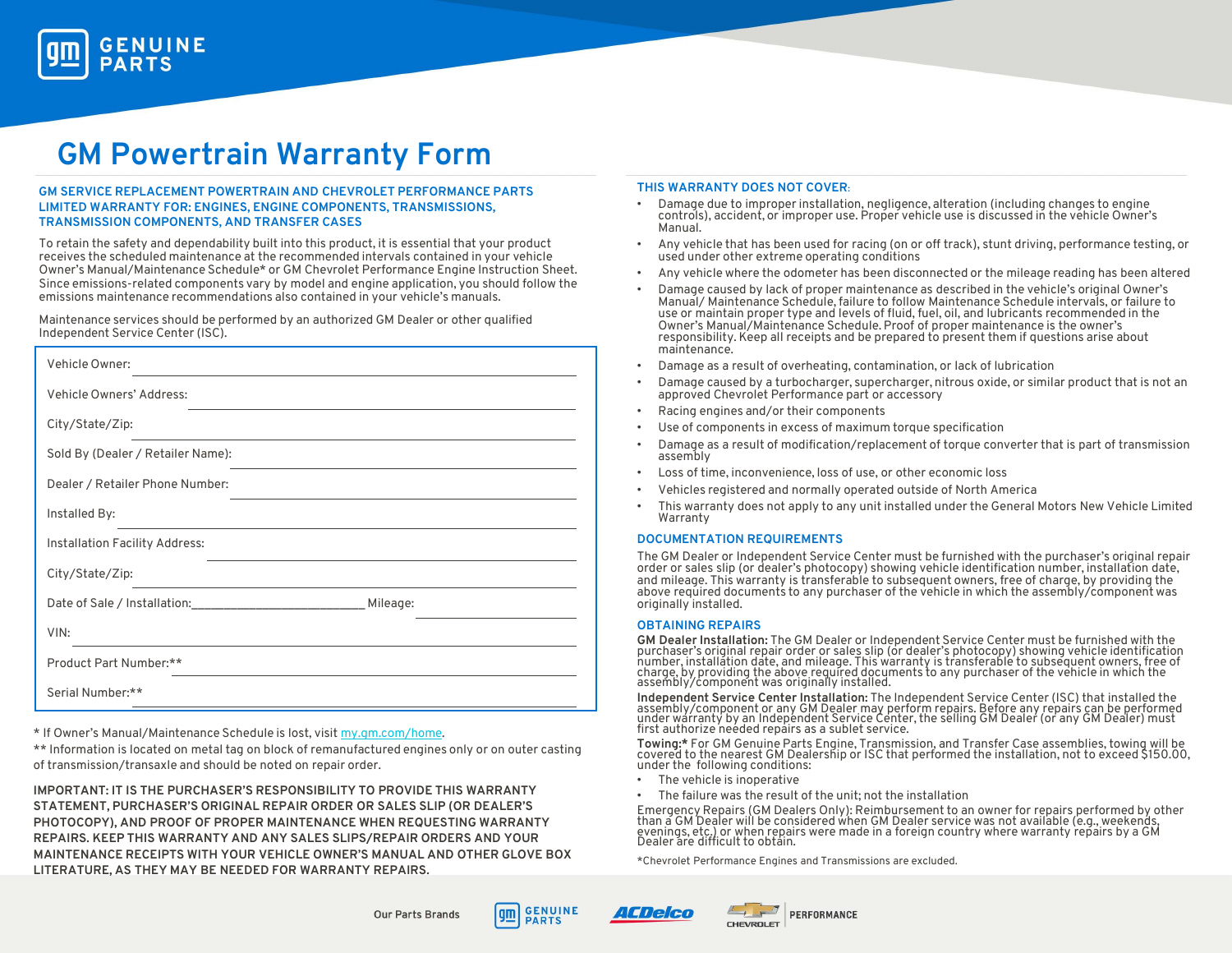# GM Powertrain Warranty Form

## GM SERVICE REPLACEMENT POWERTRAIN AND CHEVROLET PERFORMANCE PARTS LIMITED WARRANTY FOR: ENGINES, ENGINE COMPONENTS, TRANSMISSIONS, TRANSMISSION COMPONENTS, AND TRANSFER CASES

To retain the safety and dependability built into this product, it is essential that your product receives the scheduled maintenance at the recommended intervals contained in your vehicle Owner's Manual/Maintenance Schedule* or GM Chevrolet Performance Engine Instruction Sheet. Since emissions-related components vary by model and engine application, you should follow the emissions maintenance recommendations also contained in your vehicle's manuals.

Maintenance services should be performed by an authorized GM Dealer or other qualified Independent Service Center (ISC).

Vehicle Owner: ______________________________

Vehicle Owners' Address: ______________________________

City/State/Zip: ______________________________

Sold By (Dealer / Retailer Name): ______________________________

Dealer / Retailer Phone Number: ______________________________

Installed By: ______________________________

Installation Facility Address: ______________________________

City/State/Zip: ______________________________

Date of Sale / Installation:___________________________ Mileage: ______________

VIN: ______________________________

Product Part Number:** ______________________________

Serial Number:** ______________________________

* If Owner's Manual/Maintenance Schedule is lost, visit my.gm.com/home.

** Information is located on metal tag on block of remanufactured engines only or on outer casting of transmission/transaxle and should be noted on repair order.

**IMPORTANT: IT IS THE PURCHASER'S RESPONSIBILITY TO PROVIDE THIS WARRANTY STATEMENT, PURCHASER'S ORIGINAL REPAIR ORDER OR SALES SLIP (OR DEALER'S PHOTOCOPY), AND PROOF OF PROPER MAINTENANCE WHEN REQUESTING WARRANTY REPAIRS. KEEP THIS WARRANTY AND ANY SALES SLIPS/REPAIR ORDERS AND YOUR MAINTENANCE RECEIPTS WITH YOUR VEHICLE OWNER'S MANUAL AND OTHER GLOVE BOX LITERATURE, AS THEY MAY BE NEEDED FOR WARRANTY REPAIRS.**

## THIS WARRANTY DOES NOT COVER:

- Damage due to improper installation, negligence, alteration (including changes to engine controls), accident, or improper use. Proper vehicle use is discussed in the vehicle Owner's Manual.
- Any vehicle that has been used for racing (on or off track), stunt driving, performance testing, or used under other extreme operating conditions
- Any vehicle where the odometer has been disconnected or the mileage reading has been altered
- Damage caused by lack of proper maintenance as described in the vehicle's original Owner's Manual/ Maintenance Schedule, failure to follow Maintenance Schedule intervals, or failure to use or maintain proper type and levels of fluid, fuel, oil, and lubricants recommended in the Owner's Manual/Maintenance Schedule. Proof of proper maintenance is the owner's responsibility. Keep all receipts and be prepared to present them if questions arise about maintenance.
- Damage as a result of overheating, contamination, or lack of lubrication
- Damage caused by a turbocharger, supercharger, nitrous oxide, or similar product that is not an approved Chevrolet Performance part or accessory
- Racing engines and/or their components
- Use of components in excess of maximum torque specification
- Damage as a result of modification/replacement of torque converter that is part of transmission assembly
- Loss of time, inconvenience, loss of use, or other economic loss
- Vehicles registered and normally operated outside of North America
- This warranty does not apply to any unit installed under the General Motors New Vehicle Limited Warranty

## DOCUMENTATION REQUIREMENTS

The GM Dealer or Independent Service Center must be furnished with the purchaser's original repair order or sales slip (or dealer's photocopy) showing vehicle identification number, installation date, and mileage. This warranty is transferable to subsequent owners, free of charge, by providing the above required documents to any purchaser of the vehicle in which the assembly/component was originally installed.

## OBTAINING REPAIRS

**GM Dealer Installation:** The GM Dealer or Independent Service Center must be furnished with the purchaser's original repair order or sales slip (or dealer's photocopy) showing vehicle identification number, installation date, and mileage. This warranty is transferable to subsequent owners, free of charge, by providing the above required documents to any purchaser of the vehicle in which the assembly/component was originally installed.

**Independent Service Center Installation:** The Independent Service Center (ISC) that installed the assembly/component or any GM Dealer may perform repairs. Before any repairs can be performed under warranty by an Independent Service Center, the selling GM Dealer (or any GM Dealer) must first authorize needed repairs as a sublet service.

**Towing:*** For GM Genuine Parts Engine, Transmission, and Transfer Case assemblies, towing will be covered to the nearest GM Dealership or ISC that performed the installation, not to exceed $150.00, under the following conditions:

- The vehicle is inoperative
- The failure was the result of the unit; not the installation

Emergency Repairs (GM Dealers Only): Reimbursement to an owner for repairs performed by other than a GM Dealer will be considered when GM Dealer service was not available (e.g., weekends, evenings, etc.) or when repairs were made in a foreign country where warranty repairs by a GM Dealer are difficult to obtain.

*Chevrolet Performance Engines and Transmissions are excluded.

Our Parts Brands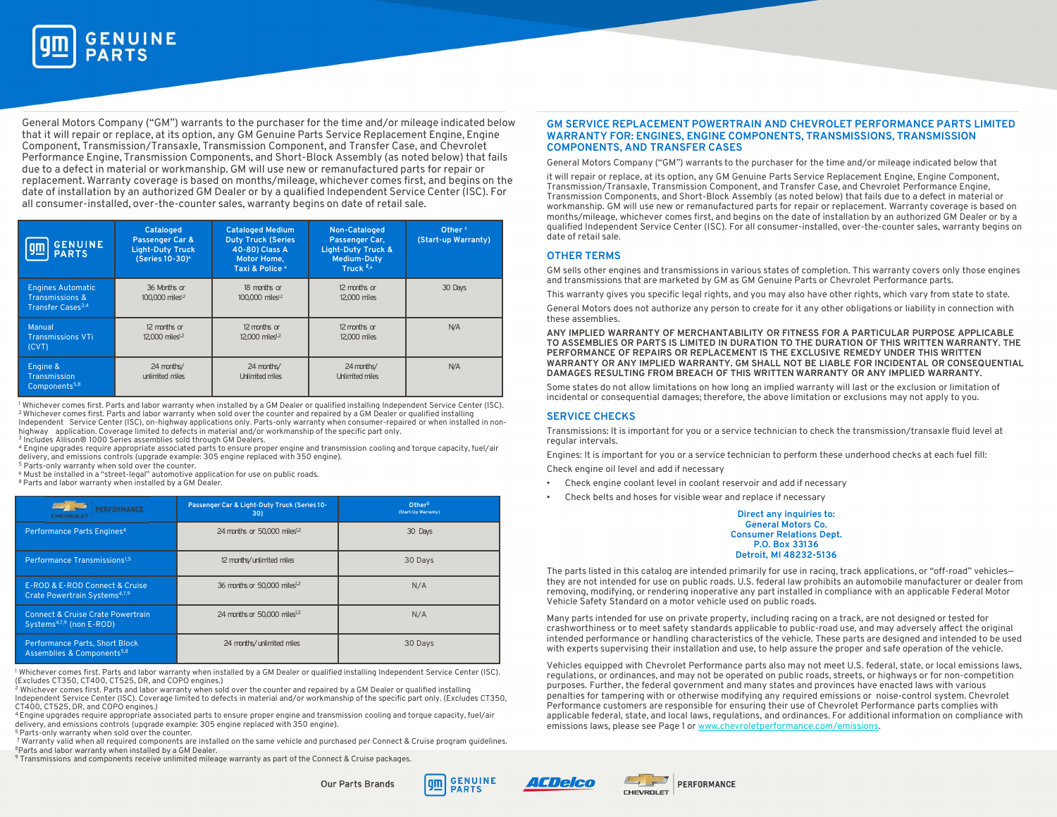General Motors Company ("GM") warrants to the purchaser for the time and/or mileage indicated below that it will repair or replace, at its option, any GM Genuine Parts Service Replacement Engine, Engine Component, Transmission/Transaxle, Transmission Component, and Transfer Case, and Chevrolet Performance Engine, Transmission Components, and Short-Block Assembly (as noted below) that fails due to a defect in material or workmanship. GM will use new or remanufactured parts for repair or replacement. Warranty coverage is based on months/mileage, whichever comes first, and begins on the date of installation by an authorized GM Dealer or by a qualified Independent Service Center (ISC). For all consumer-installed, over-the-counter sales, warranty begins on date of retail sale.

| GENUINE PARTS | Cataloged Passenger Car & Light-Duty Truck (Series 10-30)[6] | Cataloged Medium Duty Truck (Series 40-80) Class A Motor Home, Taxi & Police [6] | Non-Cataloged Passenger Car, Light-Duty Truck & Medium-Duty Truck [2,4] | Other [5] (Start-up Warranty) |
|---|---|---|---|---|
| Engines Automatic Transmissions & Transfer Cases[3,4] | 36 Months or 100,000 miles[1,2] | 18 months or 100,000 miles[1,2] | 12 months or 12,000 miles | 30 Days |
| Manual Transmissions VTi (CVT) | 12 months or 12,000 miles[1,2] | 12 months or 12,000 miles[1,2] | 12 months or 12,000 miles | N/A |
| Engine & Transmission Components[5,8] | 24 months/ unlimited miles | 24 months/ Unlimited miles | 24 months/ Unlimited miles | N/A |

[1] Whichever comes first. Parts and labor warranty when installed by a GM Dealer or qualified installing Independent Service Center (ISC).
[2] Whichever comes first. Parts and labor warranty when sold over the counter and repaired by a GM Dealer or qualified installing Independent Service Center (ISC), on-highway applications only. Parts-only warranty when consumer-repaired or when installed in non-highway application. Coverage limited to defects in material and/or workmanship of the specific part only.
[3] Includes Allison® 1000 Series assemblies sold through GM Dealers.
[4] Engine upgrades require appropriate associated parts to ensure proper engine and transmission cooling and torque capacity, fuel/air delivery, and emissions controls (upgrade example: 305 engine replaced with 350 engine).
[5] Parts-only warranty when sold over the counter.
[6] Must be installed in a "street-legal" automotive application for use on public roads.
[8] Parts and labor warranty when installed by a GM Dealer.

| CHEVROLET PERFORMANCE | Passenger Car & Light-Duty Truck (Series 10-30) | Other[5] (Start-Up Warranty) |
|---|---|---|
| Performance Parts Engines[4] | 24 months or 50,000 miles[1,2] | 30 Days |
| Performance Transmissions[1,5] | 12 months/unlimited miles | 30 Days |
| E-ROD & E-ROD Connect & Cruise Crate Powertrain Systems[4,7,9] | 36 months or 50,000 miles[1,2] | N/A |
| Connect & Cruise Crate Powertrain Systems[4,7,9] (non E-ROD) | 24 months or 50,000 miles[1,2] | N/A |
| Performance Parts, Short Block Assemblies & Components[5,8] | 24 months/unlimited miles | 30 Days |

[1] Whichever comes first. Parts and labor warranty when installed by a GM Dealer or qualified installing Independent Service Center (ISC). (Excludes CT350, CT400, CT525, DR, and COPO engines.)
[2] Whichever comes first. Parts and labor warranty when sold over the counter and repaired by a GM Dealer or qualified installing Independent Service Center (ISC). Coverage limited to defects in material and/or workmanship of the specific part only. (Excludes CT350, CT400, CT525, DR, and COPO engines.)
[4] Engine upgrades require appropriate associated parts to ensure proper engine and transmission cooling and torque capacity, fuel/air delivery, and emissions controls (upgrade example: 305 engine replaced with 350 engine).
[5] Parts-only warranty when sold over the counter.
[7] Warranty valid when all required components are installed on the same vehicle and purchased per Connect & Cruise program guidelines.
[8] Parts and labor warranty when installed by a GM Dealer.
[9] Transmissions and components receive unlimited mileage warranty as part of the Connect & Cruise packages.

## GM SERVICE REPLACEMENT POWERTRAIN AND CHEVROLET PERFORMANCE PARTS LIMITED WARRANTY FOR: ENGINES, ENGINE COMPONENTS, TRANSMISSIONS, TRANSMISSION COMPONENTS, AND TRANSFER CASES

General Motors Company ("GM") warrants to the purchaser for the time and/or mileage indicated below that it will repair or replace, at its option, any GM Genuine Parts Service Replacement Engine, Engine Component, Transmission/Transaxle, Transmission Component, and Transfer Case, and Chevrolet Performance Engine, Transmission Components, and Short-Block Assembly (as noted below) that fails due to a defect in material or workmanship. GM will use new or remanufactured parts for repair or replacement. Warranty coverage is based on months/mileage, whichever comes first, and begins on the date of installation by an authorized GM Dealer or by a qualified Independent Service Center (ISC). For all consumer-installed, over-the-counter sales, warranty begins on date of retail sale.

## OTHER TERMS

GM sells other engines and transmissions in various states of completion. This warranty covers only those engines and transmissions that are marketed by GM as GM Genuine Parts or Chevrolet Performance parts.

This warranty gives you specific legal rights, and you may also have other rights, which vary from state to state.

General Motors does not authorize any person to create for it any other obligations or liability in connection with these assemblies.

**ANY IMPLIED WARRANTY OF MERCHANTABILITY OR FITNESS FOR A PARTICULAR PURPOSE APPLICABLE TO ASSEMBLIES OR PARTS IS LIMITED IN DURATION TO THE DURATION OF THIS WRITTEN WARRANTY. THE PERFORMANCE OF REPAIRS OR REPLACEMENT IS THE EXCLUSIVE REMEDY UNDER THIS WRITTEN WARRANTY OR ANY IMPLIED WARRANTY. GM SHALL NOT BE LIABLE FOR INCIDENTAL OR CONSEQUENTIAL DAMAGES RESULTING FROM BREACH OF THIS WRITTEN WARRANTY OR ANY IMPLIED WARRANTY.**

Some states do not allow limitations on how long an implied warranty will last or the exclusion or limitation of incidental or consequential damages; therefore, the above limitation or exclusions may not apply to you.

## SERVICE CHECKS

Transmissions: It is important for you or a service technician to check the transmission/transaxle fluid level at regular intervals.

Engines: It is important for you or a service technician to perform these underhood checks at each fuel fill:

Check engine oil level and add if necessary

- Check engine coolant level in coolant reservoir and add if necessary
- Check belts and hoses for visible wear and replace if necessary

**Direct any inquiries to:**
**General Motors Co.**
**Consumer Relations Dept.**
**P.O. Box 33136**
**Detroit, MI 48232-5136**

The parts listed in this catalog are intended primarily for use in racing, track applications, or "off-road" vehicles—they are not intended for use on public roads. U.S. federal law prohibits an automobile manufacturer or dealer from removing, modifying, or rendering inoperative any part installed in compliance with an applicable Federal Motor Vehicle Safety Standard on a motor vehicle used on public roads.

Many parts intended for use on private property, including racing on a track, are not designed or tested for crashworthiness or to meet safety standards applicable to public-road use, and may adversely affect the original intended performance or handling characteristics of the vehicle. These parts are designed and intended to be used with experts supervising their installation and use, to help assure the proper and safe operation of the vehicle.

Vehicles equipped with Chevrolet Performance parts also may not meet U.S. federal, state, or local emissions laws, regulations, or ordinances, and may not be operated on public roads, streets, or highways or for non-competition purposes. Further, the federal government and many states and provinces have enacted laws with various penalties for tampering with or otherwise modifying any required emissions or noise-control system. Chevrolet Performance customers are responsible for ensuring their use of Chevrolet Performance parts complies with applicable federal, state, and local laws, regulations, and ordinances. For additional information on compliance with emissions laws, please see Page 1 or www.chevroletperformance.com/emissions.

Our Parts Brands